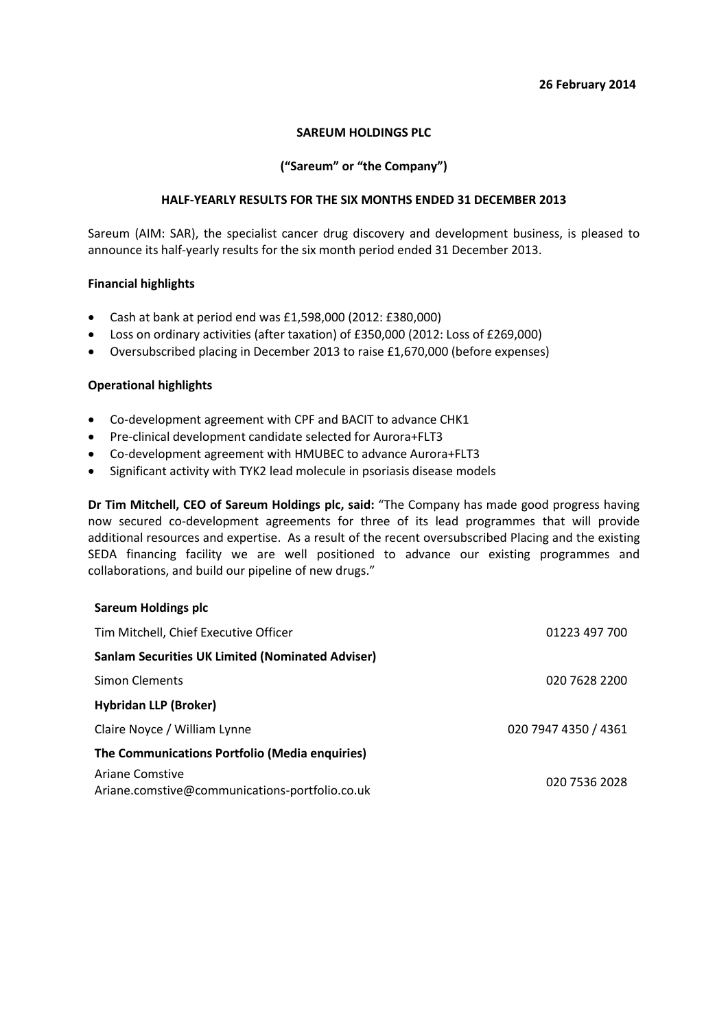**26 February 2014**

**SAREUM HOLDINGS PLC**

**("Sareum" or "the Company")**

**HALF-YEARLY RESULTS FOR THE SIX MONTHS ENDED 31 DECEMBER 2013**

Sareum (AIM: SAR), the specialist cancer drug discovery and development business, is pleased to announce its half-yearly results for the six month period ended 31 December 2013.

**Financial highlights**

- Cash at bank at period end was £1,598,000 (2012: £380,000)
- Loss on ordinary activities (after taxation) of £350,000 (2012: Loss of £269,000)
- Oversubscribed placing in December 2013 to raise £1,670,000 (before expenses)

**Operational highlights**

- Co-development agreement with CPF and BACIT to advance CHK1
- Pre-clinical development candidate selected for Aurora+FLT3
- Co-development agreement with HMUBEC to advance Aurora+FLT3
- Significant activity with TYK2 lead molecule in psoriasis disease models

**Dr Tim Mitchell, CEO of Sareum Holdings plc, said:** "The Company has made good progress having now secured co-development agreements for three of its lead programmes that will provide additional resources and expertise. As a result of the recent oversubscribed Placing and the existing SEDA financing facility we are well positioned to advance our existing programmes and collaborations, and build our pipeline of new drugs."

| | |
|---|---|
| **Sareum Holdings plc** | |
| Tim Mitchell, Chief Executive Officer | 01223 497 700 |
| **Sanlam Securities UK Limited (Nominated Adviser)** | |
| Simon Clements | 020 7628 2200 |
| **Hybridan LLP (Broker)** | |
| Claire Noyce / William Lynne | 020 7947 4350 / 4361 |
| **The Communications Portfolio (Media enquiries)** | |
| Ariane Comstive<br>Ariane.comstive@communications-portfolio.co.uk | 020 7536 2028 |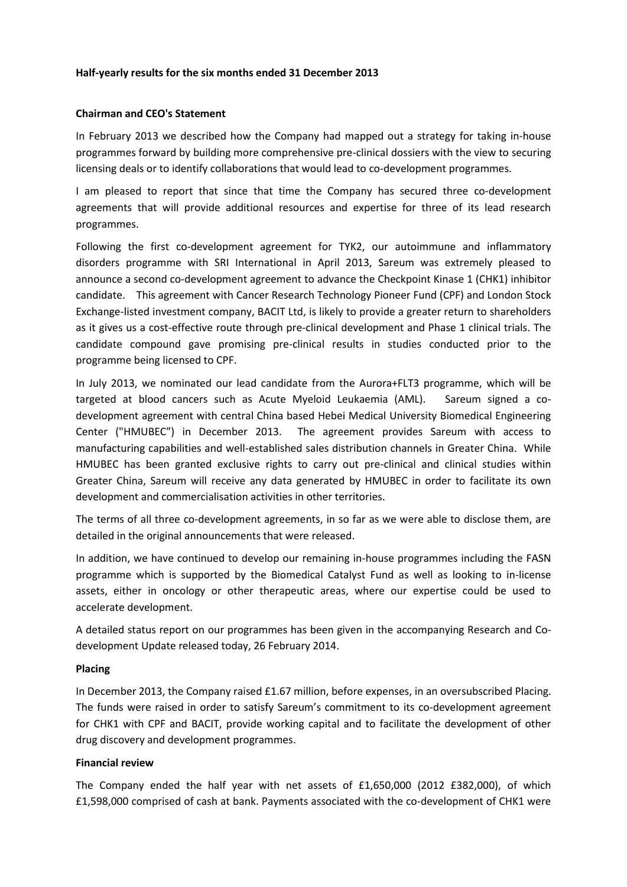**Half-yearly results for the six months ended 31 December 2013**

**Chairman and CEO's Statement**

In February 2013 we described how the Company had mapped out a strategy for taking in-house programmes forward by building more comprehensive pre-clinical dossiers with the view to securing licensing deals or to identify collaborations that would lead to co-development programmes.

I am pleased to report that since that time the Company has secured three co-development agreements that will provide additional resources and expertise for three of its lead research programmes.

Following the first co-development agreement for TYK2, our autoimmune and inflammatory disorders programme with SRI International in April 2013, Sareum was extremely pleased to announce a second co-development agreement to advance the Checkpoint Kinase 1 (CHK1) inhibitor candidate. This agreement with Cancer Research Technology Pioneer Fund (CPF) and London Stock Exchange-listed investment company, BACIT Ltd, is likely to provide a greater return to shareholders as it gives us a cost-effective route through pre-clinical development and Phase 1 clinical trials. The candidate compound gave promising pre-clinical results in studies conducted prior to the programme being licensed to CPF.

In July 2013, we nominated our lead candidate from the Aurora+FLT3 programme, which will be targeted at blood cancers such as Acute Myeloid Leukaemia (AML). Sareum signed a co-development agreement with central China based Hebei Medical University Biomedical Engineering Center ("HMUBEC") in December 2013. The agreement provides Sareum with access to manufacturing capabilities and well-established sales distribution channels in Greater China. While HMUBEC has been granted exclusive rights to carry out pre-clinical and clinical studies within Greater China, Sareum will receive any data generated by HMUBEC in order to facilitate its own development and commercialisation activities in other territories.

The terms of all three co-development agreements, in so far as we were able to disclose them, are detailed in the original announcements that were released.

In addition, we have continued to develop our remaining in-house programmes including the FASN programme which is supported by the Biomedical Catalyst Fund as well as looking to in-license assets, either in oncology or other therapeutic areas, where our expertise could be used to accelerate development.

A detailed status report on our programmes has been given in the accompanying Research and Co-development Update released today, 26 February 2014.

**Placing**

In December 2013, the Company raised £1.67 million, before expenses, in an oversubscribed Placing. The funds were raised in order to satisfy Sareum's commitment to its co-development agreement for CHK1 with CPF and BACIT, provide working capital and to facilitate the development of other drug discovery and development programmes.

**Financial review**

The Company ended the half year with net assets of £1,650,000 (2012 £382,000), of which £1,598,000 comprised of cash at bank. Payments associated with the co-development of CHK1 were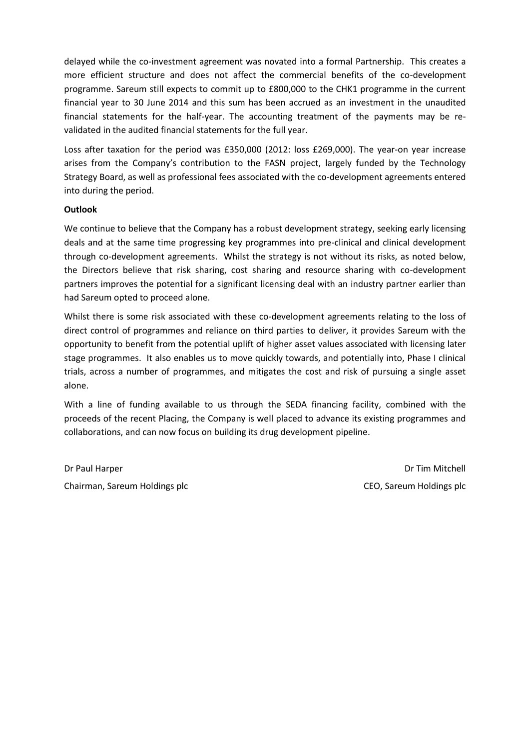delayed while the co-investment agreement was novated into a formal Partnership. This creates a more efficient structure and does not affect the commercial benefits of the co-development programme. Sareum still expects to commit up to £800,000 to the CHK1 programme in the current financial year to 30 June 2014 and this sum has been accrued as an investment in the unaudited financial statements for the half-year. The accounting treatment of the payments may be re-validated in the audited financial statements for the full year.

Loss after taxation for the period was £350,000 (2012: loss £269,000). The year-on year increase arises from the Company's contribution to the FASN project, largely funded by the Technology Strategy Board, as well as professional fees associated with the co-development agreements entered into during the period.

**Outlook**

We continue to believe that the Company has a robust development strategy, seeking early licensing deals and at the same time progressing key programmes into pre-clinical and clinical development through co-development agreements. Whilst the strategy is not without its risks, as noted below, the Directors believe that risk sharing, cost sharing and resource sharing with co-development partners improves the potential for a significant licensing deal with an industry partner earlier than had Sareum opted to proceed alone.

Whilst there is some risk associated with these co-development agreements relating to the loss of direct control of programmes and reliance on third parties to deliver, it provides Sareum with the opportunity to benefit from the potential uplift of higher asset values associated with licensing later stage programmes. It also enables us to move quickly towards, and potentially into, Phase I clinical trials, across a number of programmes, and mitigates the cost and risk of pursuing a single asset alone.

With a line of funding available to us through the SEDA financing facility, combined with the proceeds of the recent Placing, the Company is well placed to advance its existing programmes and collaborations, and can now focus on building its drug development pipeline.

Dr Paul Harper
Chairman, Sareum Holdings plc

Dr Tim Mitchell
CEO, Sareum Holdings plc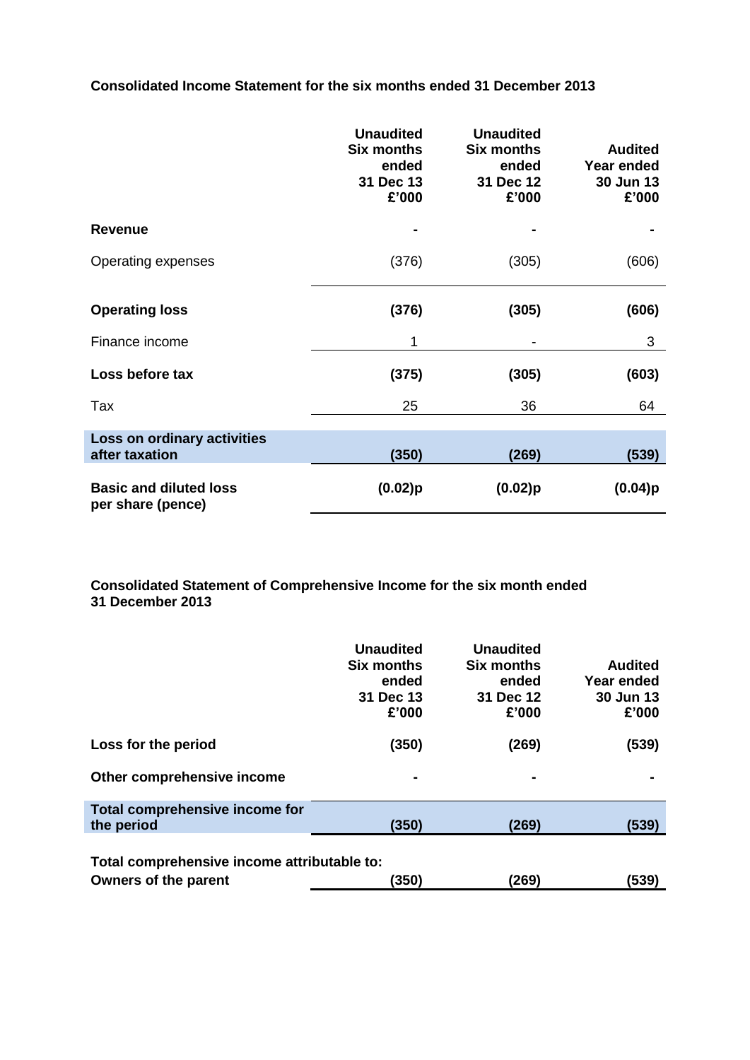## Consolidated Income Statement for the six months ended 31 December 2013

| | Unaudited Six months ended 31 Dec 13 £'000 | Unaudited Six months ended 31 Dec 12 £'000 | Audited Year ended 30 Jun 13 £'000 |
|---|---|---|---|
| **Revenue** | **-** | **-** | **-** |
| Operating expenses | (376) | (305) | (606) |
| **Operating loss** | **(376)** | **(305)** | **(606)** |
| Finance income | 1 | - | 3 |
| **Loss before tax** | **(375)** | **(305)** | **(603)** |
| Tax | 25 | 36 | 64 |
| **Loss on ordinary activities after taxation** | **(350)** | **(269)** | **(539)** |
| **Basic and diluted loss per share (pence)** | **(0.02)p** | **(0.02)p** | **(0.04)p** |

## Consolidated Statement of Comprehensive Income for the six month ended 31 December 2013

| | Unaudited Six months ended 31 Dec 13 £'000 | Unaudited Six months ended 31 Dec 12 £'000 | Audited Year ended 30 Jun 13 £'000 |
|---|---|---|---|
| **Loss for the period** | **(350)** | **(269)** | **(539)** |
| **Other comprehensive income** | **-** | **-** | **-** |
| **Total comprehensive income for the period** | **(350)** | **(269)** | **(539)** |
| **Total comprehensive income attributable to:** | | | |
| **Owners of the parent** | **(350)** | **(269)** | **(539)** |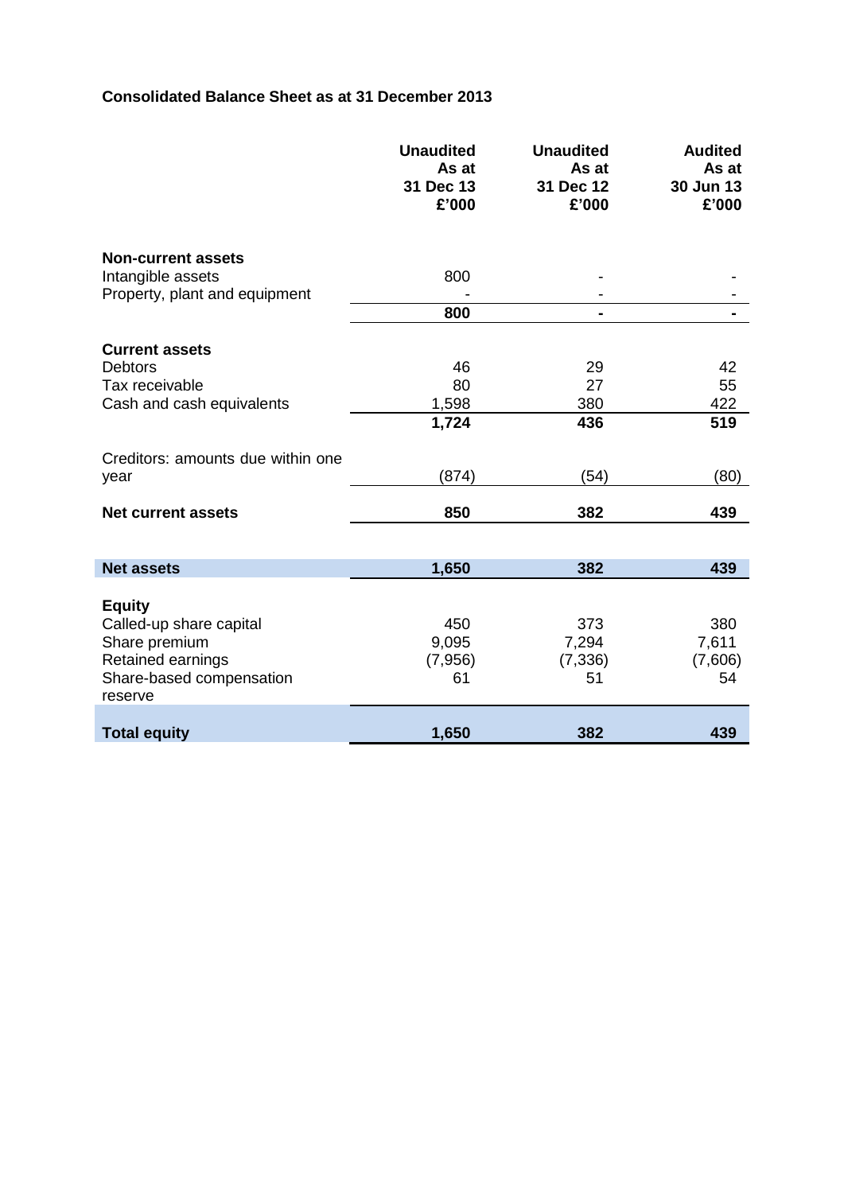**Consolidated Balance Sheet as at 31 December 2013**

| | **Unaudited As at 31 Dec 13 £'000** | **Unaudited As at 31 Dec 12 £'000** | **Audited As at 30 Jun 13 £'000** |
|---|---|---|---|
| **Non-current assets** | | | |
| Intangible assets | 800 | - | - |
| Property, plant and equipment | - | - | - |
| | **800** | **-** | **-** |
| **Current assets** | | | |
| Debtors | 46 | 29 | 42 |
| Tax receivable | 80 | 27 | 55 |
| Cash and cash equivalents | 1,598 | 380 | 422 |
| | **1,724** | **436** | **519** |
| Creditors: amounts due within one year | (874) | (54) | (80) |
| **Net current assets** | **850** | **382** | **439** |
| **Net assets** | **1,650** | **382** | **439** |
| **Equity** | | | |
| Called-up share capital | 450 | 373 | 380 |
| Share premium | 9,095 | 7,294 | 7,611 |
| Retained earnings | (7,956) | (7,336) | (7,606) |
| Share-based compensation reserve | 61 | 51 | 54 |
| **Total equity** | **1,650** | **382** | **439** |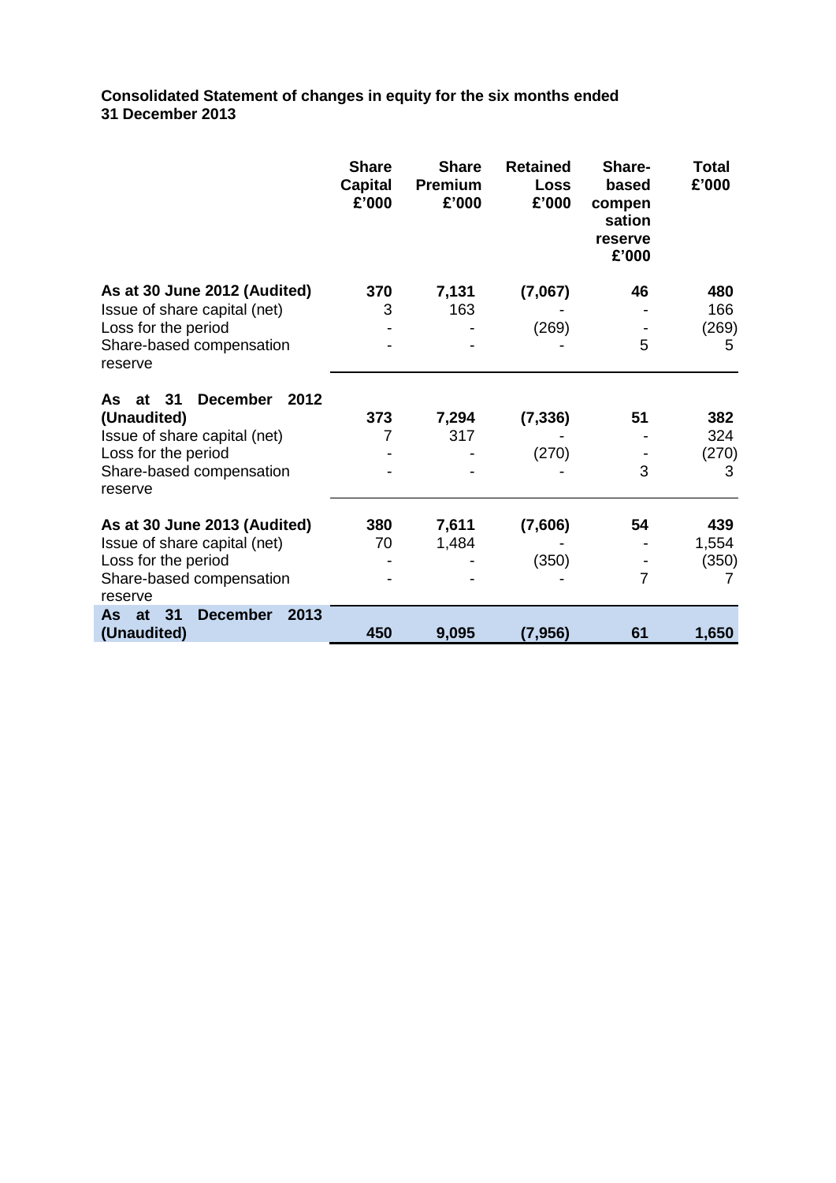**Consolidated Statement of changes in equity for the six months ended 31 December 2013**

| | Share Capital £'000 | Share Premium £'000 | Retained Loss £'000 | Share-based compensation reserve £'000 | Total £'000 |
|---|---|---|---|---|---|
| **As at 30 June 2012 (Audited)** | **370** | **7,131** | **(7,067)** | **46** | **480** |
| Issue of share capital (net) | 3 | 163 | - | - | 166 |
| Loss for the period | - | - | (269) | - | (269) |
| Share-based compensation reserve | - | - | - | 5 | 5 |
| **As at 31 December 2012 (Unaudited)** | **373** | **7,294** | **(7,336)** | **51** | **382** |
| Issue of share capital (net) | 7 | 317 | - | - | 324 |
| Loss for the period | - | - | (270) | - | (270) |
| Share-based compensation reserve | - | - | - | 3 | 3 |
| **As at 30 June 2013 (Audited)** | **380** | **7,611** | **(7,606)** | **54** | **439** |
| Issue of share capital (net) | 70 | 1,484 | - | - | 1,554 |
| Loss for the period | - | - | (350) | - | (350) |
| Share-based compensation reserve | - | - | - | 7 | 7 |
| **As at 31 December 2013 (Unaudited)** | **450** | **9,095** | **(7,956)** | **61** | **1,650** |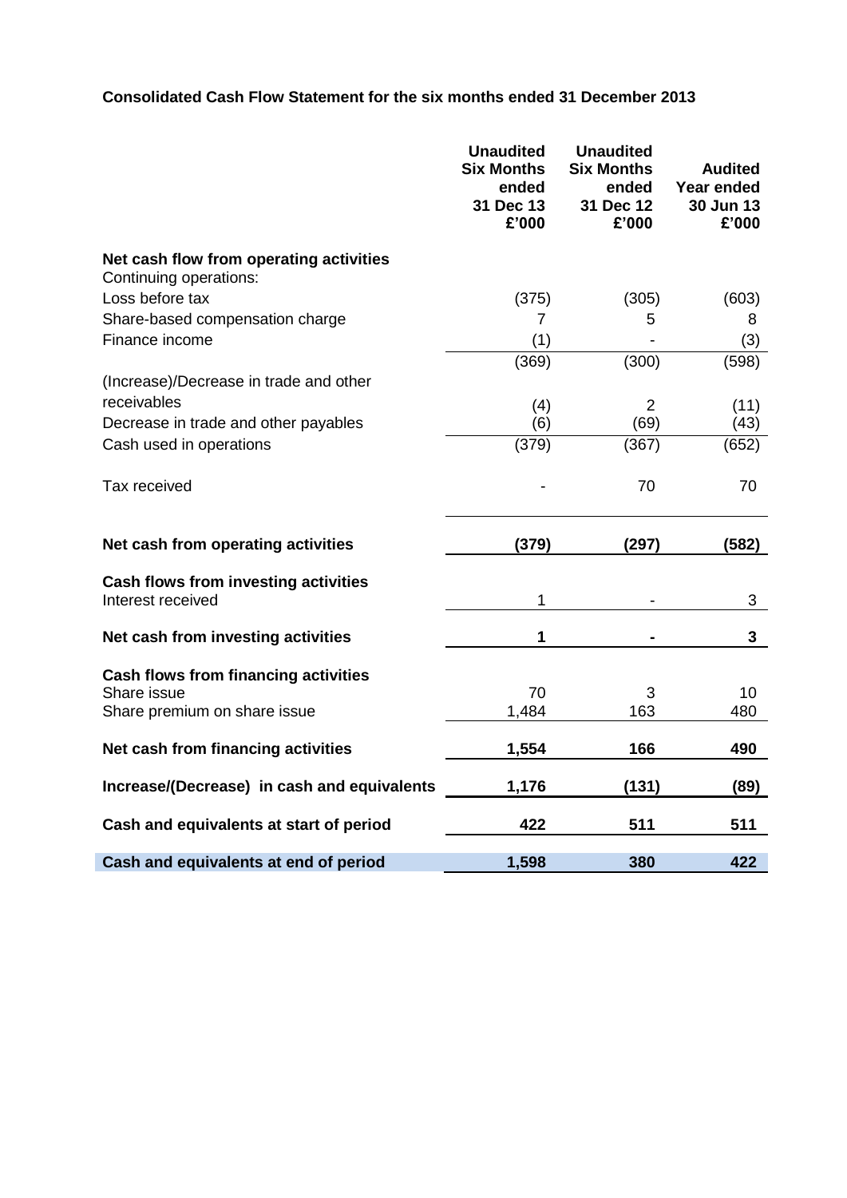**Consolidated Cash Flow Statement for the six months ended 31 December 2013**

| | Unaudited Six Months ended 31 Dec 13 £'000 | Unaudited Six Months ended 31 Dec 12 £'000 | Audited Year ended 30 Jun 13 £'000 |
|---|---|---|---|
| **Net cash flow from operating activities** | | | |
| Continuing operations: | | | |
| Loss before tax | (375) | (305) | (603) |
| Share-based compensation charge | 7 | 5 | 8 |
| Finance income | (1) | - | (3) |
| | (369) | (300) | (598) |
| (Increase)/Decrease in trade and other receivables | (4) | 2 | (11) |
| Decrease in trade and other payables | (6) | (69) | (43) |
| Cash used in operations | (379) | (367) | (652) |
| Tax received | - | 70 | 70 |
| **Net cash from operating activities** | **(379)** | **(297)** | **(582)** |
| **Cash flows from investing activities** | | | |
| Interest received | 1 | - | 3 |
| **Net cash from investing activities** | **1** | **-** | **3** |
| **Cash flows from financing activities** | | | |
| Share issue | 70 | 3 | 10 |
| Share premium on share issue | 1,484 | 163 | 480 |
| **Net cash from financing activities** | **1,554** | **166** | **490** |
| **Increase/(Decrease) in cash and equivalents** | **1,176** | **(131)** | **(89)** |
| **Cash and equivalents at start of period** | **422** | **511** | **511** |
| **Cash and equivalents at end of period** | **1,598** | **380** | **422** |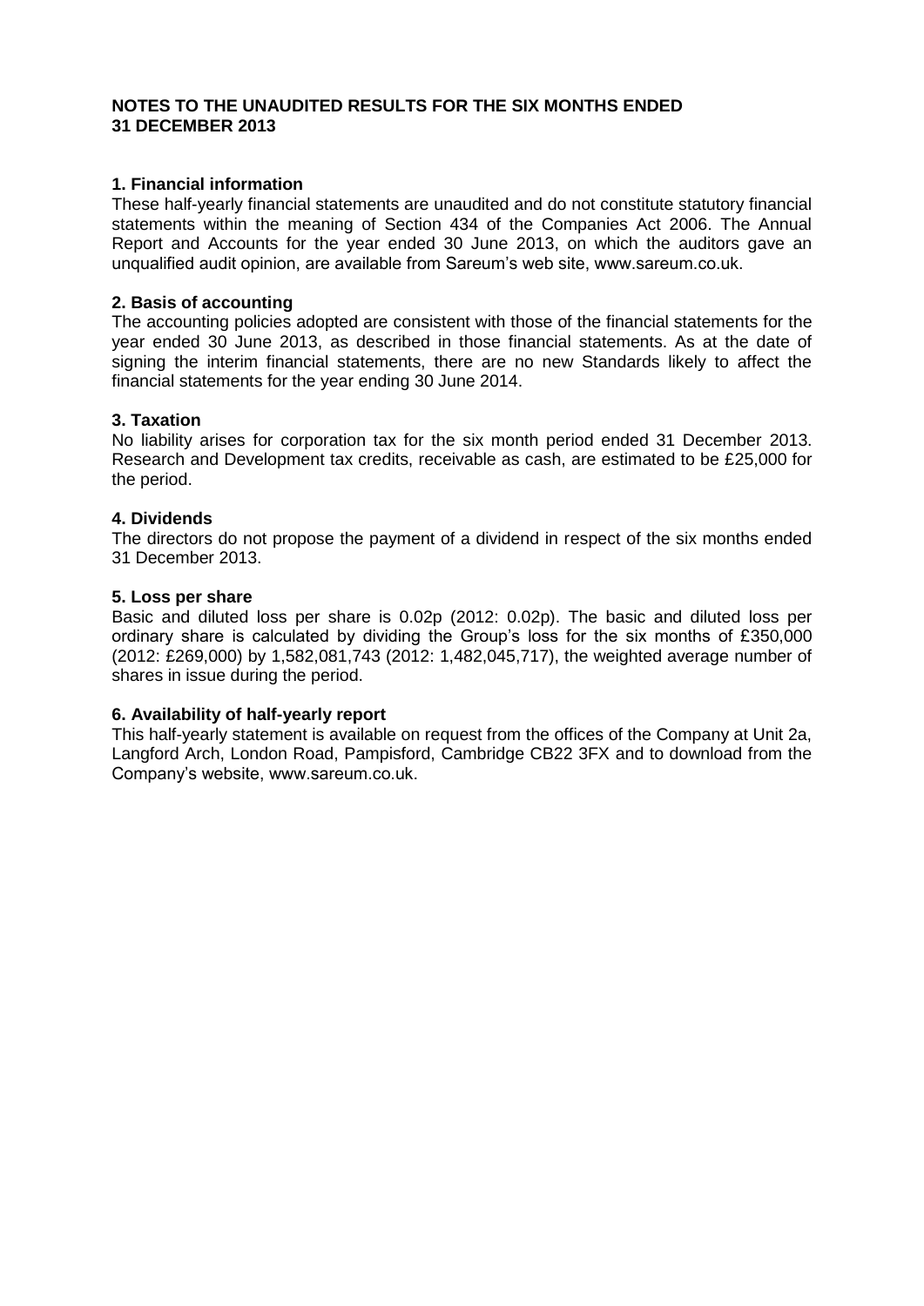**NOTES TO THE UNAUDITED RESULTS FOR THE SIX MONTHS ENDED 31 DECEMBER 2013**

**1. Financial information**

These half-yearly financial statements are unaudited and do not constitute statutory financial statements within the meaning of Section 434 of the Companies Act 2006. The Annual Report and Accounts for the year ended 30 June 2013, on which the auditors gave an unqualified audit opinion, are available from Sareum's web site, www.sareum.co.uk.

**2. Basis of accounting**

The accounting policies adopted are consistent with those of the financial statements for the year ended 30 June 2013, as described in those financial statements. As at the date of signing the interim financial statements, there are no new Standards likely to affect the financial statements for the year ending 30 June 2014.

**3. Taxation**

No liability arises for corporation tax for the six month period ended 31 December 2013. Research and Development tax credits, receivable as cash, are estimated to be £25,000 for the period.

**4. Dividends**

The directors do not propose the payment of a dividend in respect of the six months ended 31 December 2013.

**5. Loss per share**

Basic and diluted loss per share is 0.02p (2012: 0.02p). The basic and diluted loss per ordinary share is calculated by dividing the Group's loss for the six months of £350,000 (2012: £269,000) by 1,582,081,743 (2012: 1,482,045,717), the weighted average number of shares in issue during the period.

**6. Availability of half-yearly report**

This half-yearly statement is available on request from the offices of the Company at Unit 2a, Langford Arch, London Road, Pampisford, Cambridge CB22 3FX and to download from the Company's website, www.sareum.co.uk.